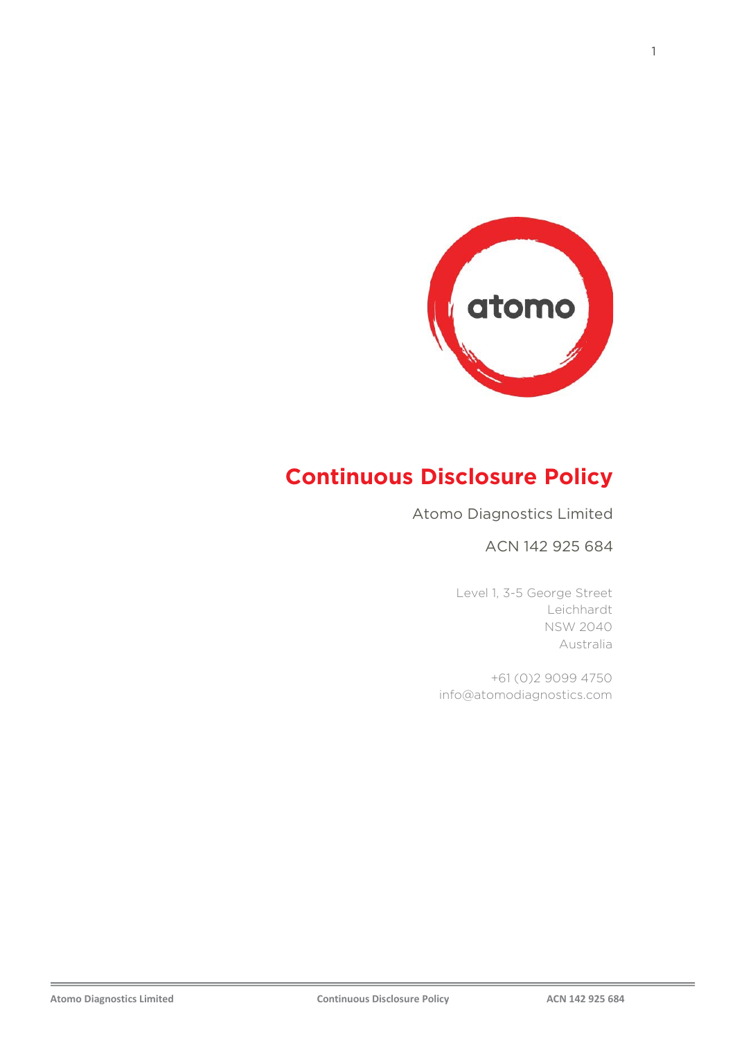# Continuous Disclosure Policy

Atomo Diagnostics Limited

ACN 142 925 684

Level 1, 3-5 George Street
Leichhardt
NSW 2040
Australia

+61 (0)2 9099 4750
info@atomodiagnostics.com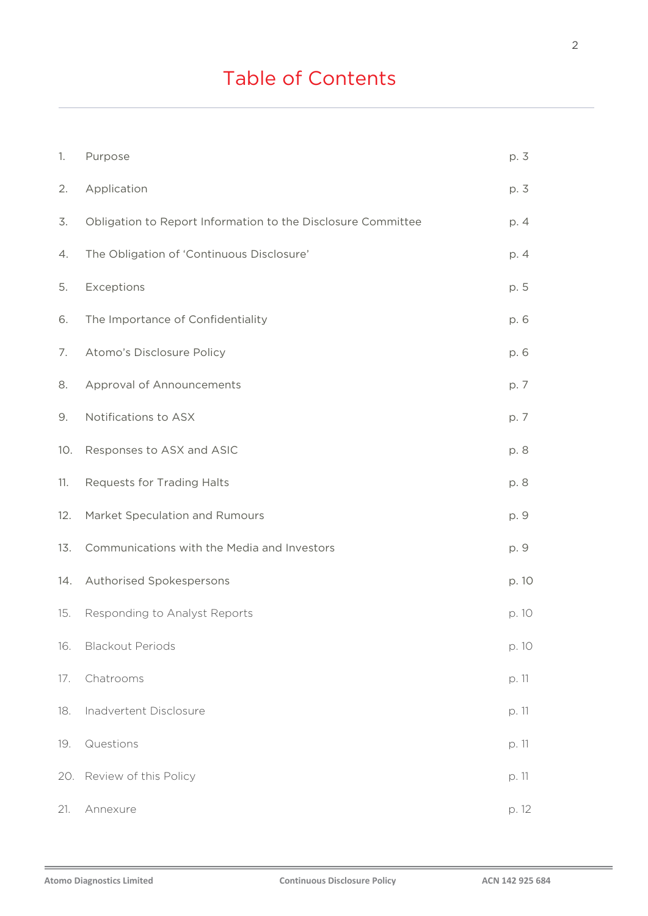# Table of Contents

| | | |
|---|---|---|
| 1. | Purpose | p. 3 |
| 2. | Application | p. 3 |
| 3. | Obligation to Report Information to the Disclosure Committee | p. 4 |
| 4. | The Obligation of 'Continuous Disclosure' | p. 4 |
| 5. | Exceptions | p. 5 |
| 6. | The Importance of Confidentiality | p. 6 |
| 7. | Atomo's Disclosure Policy | p. 6 |
| 8. | Approval of Announcements | p. 7 |
| 9. | Notifications to ASX | p. 7 |
| 10. | Responses to ASX and ASIC | p. 8 |
| 11. | Requests for Trading Halts | p. 8 |
| 12. | Market Speculation and Rumours | p. 9 |
| 13. | Communications with the Media and Investors | p. 9 |
| 14. | Authorised Spokespersons | p. 10 |
| 15. | Responding to Analyst Reports | p. 10 |
| 16. | Blackout Periods | p. 10 |
| 17. | Chatrooms | p. 11 |
| 18. | Inadvertent Disclosure | p. 11 |
| 19. | Questions | p. 11 |
| 20. | Review of this Policy | p. 11 |
| 21. | Annexure | p. 12 |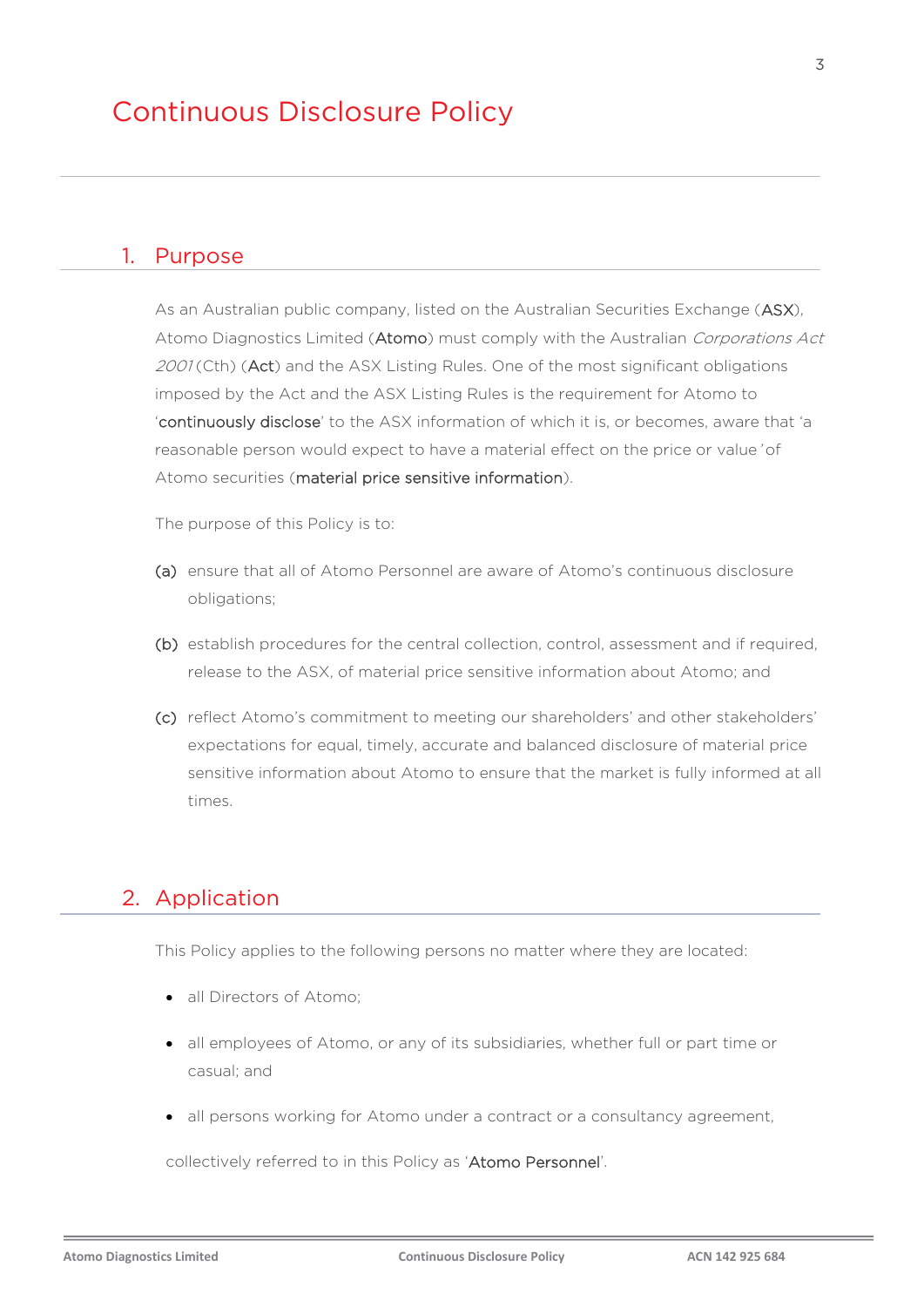# Continuous Disclosure Policy

## 1. Purpose

As an Australian public company, listed on the Australian Securities Exchange (**ASX**), Atomo Diagnostics Limited (**Atomo**) must comply with the Australian *Corporations Act 2001* (Cth) (**Act**) and the ASX Listing Rules. One of the most significant obligations imposed by the Act and the ASX Listing Rules is the requirement for Atomo to '**continuously disclose**' to the ASX information of which it is, or becomes, aware that 'a reasonable person would expect to have a material effect on the price or value' of Atomo securities (**material price sensitive information**).

The purpose of this Policy is to:

(a) ensure that all of Atomo Personnel are aware of Atomo's continuous disclosure obligations;

(b) establish procedures for the central collection, control, assessment and if required, release to the ASX, of material price sensitive information about Atomo; and

(c) reflect Atomo's commitment to meeting our shareholders' and other stakeholders' expectations for equal, timely, accurate and balanced disclosure of material price sensitive information about Atomo to ensure that the market is fully informed at all times.

## 2. Application

This Policy applies to the following persons no matter where they are located:

- all Directors of Atomo;
- all employees of Atomo, or any of its subsidiaries, whether full or part time or casual; and
- all persons working for Atomo under a contract or a consultancy agreement,

collectively referred to in this Policy as '**Atomo Personnel**'.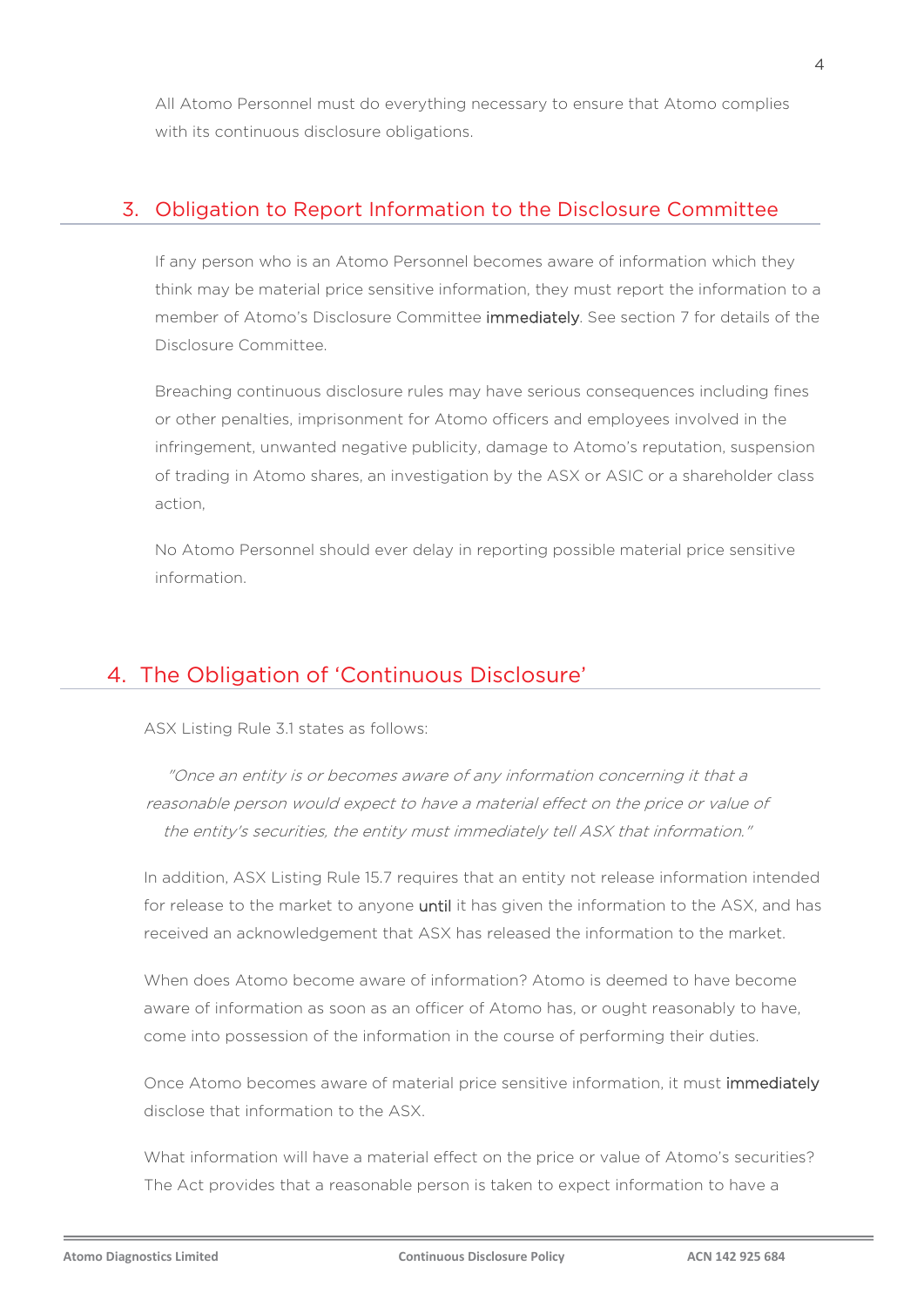All Atomo Personnel must do everything necessary to ensure that Atomo complies with its continuous disclosure obligations.

## 3. Obligation to Report Information to the Disclosure Committee

If any person who is an Atomo Personnel becomes aware of information which they think may be material price sensitive information, they must report the information to a member of Atomo's Disclosure Committee **immediately**. See section 7 for details of the Disclosure Committee.

Breaching continuous disclosure rules may have serious consequences including fines or other penalties, imprisonment for Atomo officers and employees involved in the infringement, unwanted negative publicity, damage to Atomo's reputation, suspension of trading in Atomo shares, an investigation by the ASX or ASIC or a shareholder class action,

No Atomo Personnel should ever delay in reporting possible material price sensitive information.

## 4. The Obligation of 'Continuous Disclosure'

ASX Listing Rule 3.1 states as follows:

> *"Once an entity is or becomes aware of any information concerning it that a reasonable person would expect to have a material effect on the price or value of the entity's securities, the entity must immediately tell ASX that information."*

In addition, ASX Listing Rule 15.7 requires that an entity not release information intended for release to the market to anyone **until** it has given the information to the ASX, and has received an acknowledgement that ASX has released the information to the market.

When does Atomo become aware of information? Atomo is deemed to have become aware of information as soon as an officer of Atomo has, or ought reasonably to have, come into possession of the information in the course of performing their duties.

Once Atomo becomes aware of material price sensitive information, it must **immediately** disclose that information to the ASX.

What information will have a material effect on the price or value of Atomo's securities? The Act provides that a reasonable person is taken to expect information to have a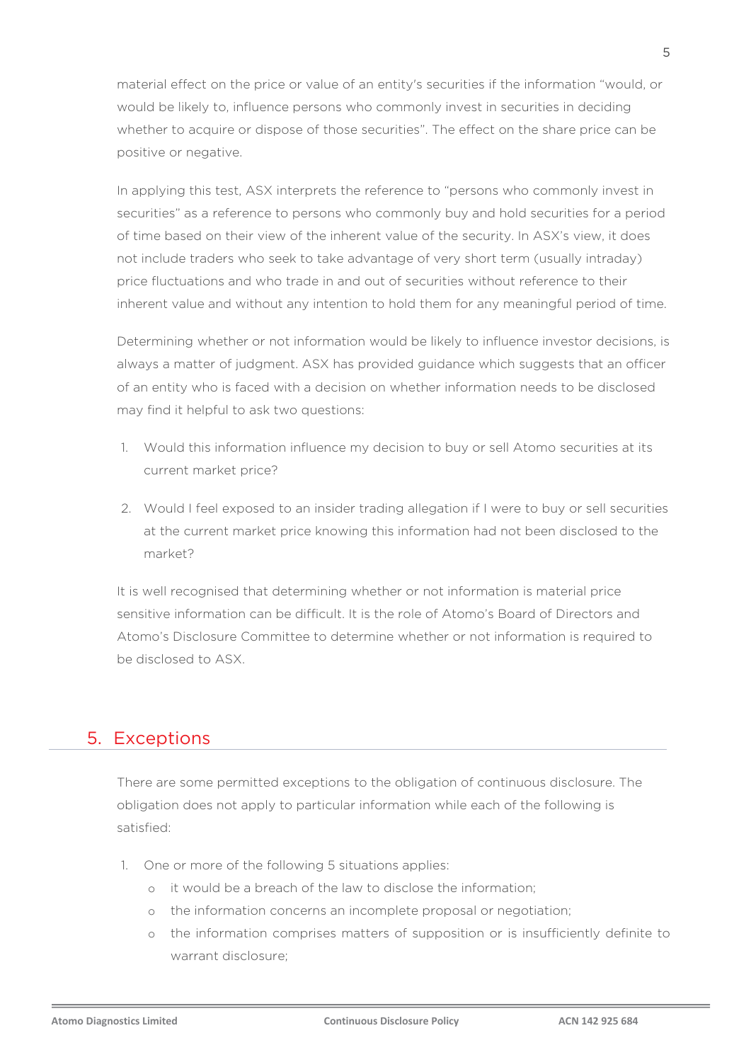material effect on the price or value of an entity's securities if the information "would, or would be likely to, influence persons who commonly invest in securities in deciding whether to acquire or dispose of those securities". The effect on the share price can be positive or negative.

In applying this test, ASX interprets the reference to "persons who commonly invest in securities" as a reference to persons who commonly buy and hold securities for a period of time based on their view of the inherent value of the security. In ASX's view, it does not include traders who seek to take advantage of very short term (usually intraday) price fluctuations and who trade in and out of securities without reference to their inherent value and without any intention to hold them for any meaningful period of time.

Determining whether or not information would be likely to influence investor decisions, is always a matter of judgment. ASX has provided guidance which suggests that an officer of an entity who is faced with a decision on whether information needs to be disclosed may find it helpful to ask two questions:

1. Would this information influence my decision to buy or sell Atomo securities at its current market price?
2. Would I feel exposed to an insider trading allegation if I were to buy or sell securities at the current market price knowing this information had not been disclosed to the market?

It is well recognised that determining whether or not information is material price sensitive information can be difficult. It is the role of Atomo's Board of Directors and Atomo's Disclosure Committee to determine whether or not information is required to be disclosed to ASX.

## 5. Exceptions

There are some permitted exceptions to the obligation of continuous disclosure. The obligation does not apply to particular information while each of the following is satisfied:

1. One or more of the following 5 situations applies:
   - it would be a breach of the law to disclose the information;
   - the information concerns an incomplete proposal or negotiation;
   - the information comprises matters of supposition or is insufficiently definite to warrant disclosure;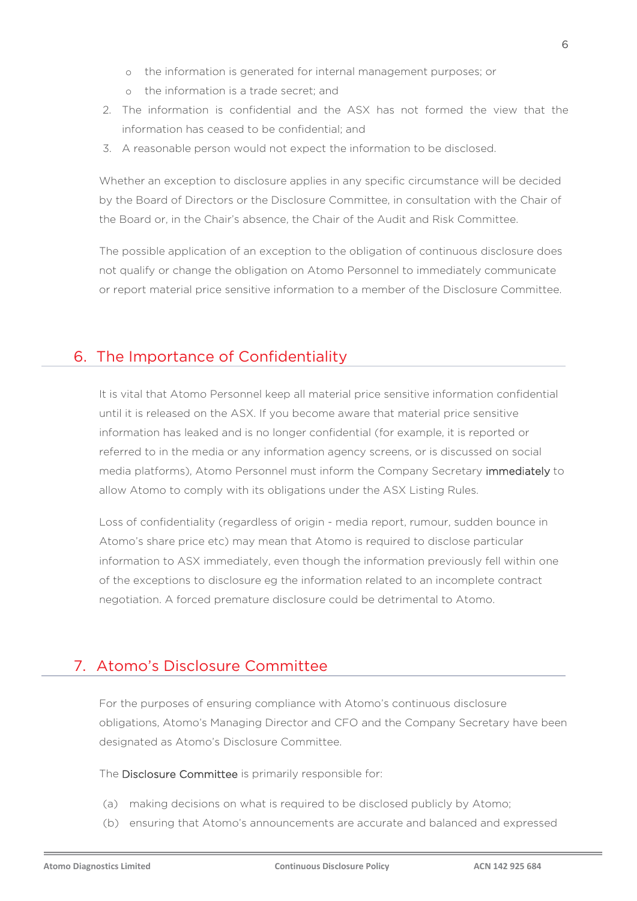- the information is generated for internal management purposes; or
- the information is a trade secret; and

2. The information is confidential and the ASX has not formed the view that the information has ceased to be confidential; and
3. A reasonable person would not expect the information to be disclosed.

Whether an exception to disclosure applies in any specific circumstance will be decided by the Board of Directors or the Disclosure Committee, in consultation with the Chair of the Board or, in the Chair's absence, the Chair of the Audit and Risk Committee.

The possible application of an exception to the obligation of continuous disclosure does not qualify or change the obligation on Atomo Personnel to immediately communicate or report material price sensitive information to a member of the Disclosure Committee.

## 6. The Importance of Confidentiality

It is vital that Atomo Personnel keep all material price sensitive information confidential until it is released on the ASX. If you become aware that material price sensitive information has leaked and is no longer confidential (for example, it is reported or referred to in the media or any information agency screens, or is discussed on social media platforms), Atomo Personnel must inform the Company Secretary **immediately** to allow Atomo to comply with its obligations under the ASX Listing Rules.

Loss of confidentiality (regardless of origin - media report, rumour, sudden bounce in Atomo's share price etc) may mean that Atomo is required to disclose particular information to ASX immediately, even though the information previously fell within one of the exceptions to disclosure eg the information related to an incomplete contract negotiation. A forced premature disclosure could be detrimental to Atomo.

## 7. Atomo's Disclosure Committee

For the purposes of ensuring compliance with Atomo's continuous disclosure obligations, Atomo's Managing Director and CFO and the Company Secretary have been designated as Atomo's Disclosure Committee.

The **Disclosure Committee** is primarily responsible for:

(a) making decisions on what is required to be disclosed publicly by Atomo;

(b) ensuring that Atomo's announcements are accurate and balanced and expressed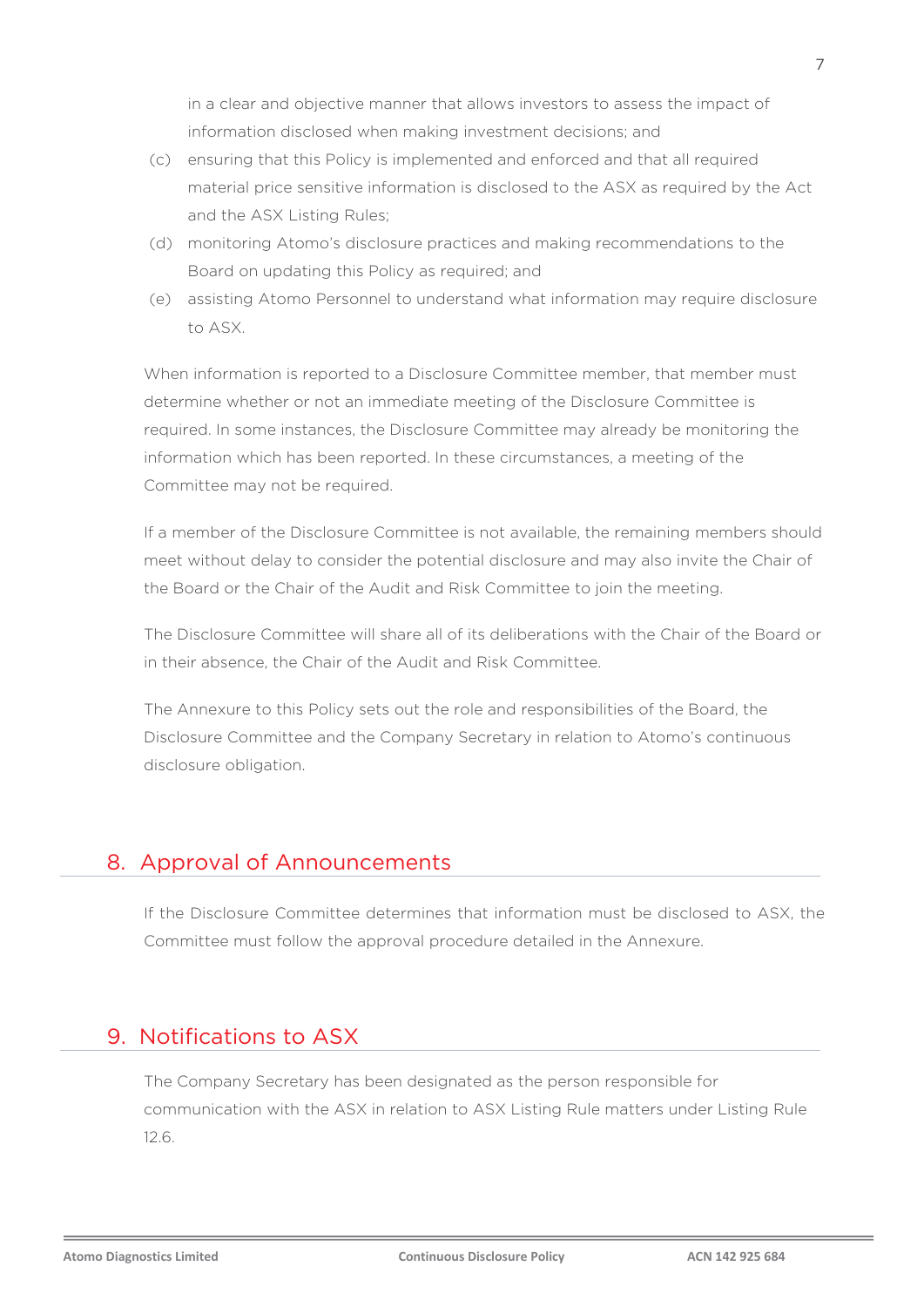in a clear and objective manner that allows investors to assess the impact of information disclosed when making investment decisions; and

(c) ensuring that this Policy is implemented and enforced and that all required material price sensitive information is disclosed to the ASX as required by the Act and the ASX Listing Rules;

(d) monitoring Atomo's disclosure practices and making recommendations to the Board on updating this Policy as required; and

(e) assisting Atomo Personnel to understand what information may require disclosure to ASX.

When information is reported to a Disclosure Committee member, that member must determine whether or not an immediate meeting of the Disclosure Committee is required. In some instances, the Disclosure Committee may already be monitoring the information which has been reported. In these circumstances, a meeting of the Committee may not be required.

If a member of the Disclosure Committee is not available, the remaining members should meet without delay to consider the potential disclosure and may also invite the Chair of the Board or the Chair of the Audit and Risk Committee to join the meeting.

The Disclosure Committee will share all of its deliberations with the Chair of the Board or in their absence, the Chair of the Audit and Risk Committee.

The Annexure to this Policy sets out the role and responsibilities of the Board, the Disclosure Committee and the Company Secretary in relation to Atomo's continuous disclosure obligation.

## 8. Approval of Announcements

If the Disclosure Committee determines that information must be disclosed to ASX, the Committee must follow the approval procedure detailed in the Annexure.

## 9. Notifications to ASX

The Company Secretary has been designated as the person responsible for communication with the ASX in relation to ASX Listing Rule matters under Listing Rule 12.6.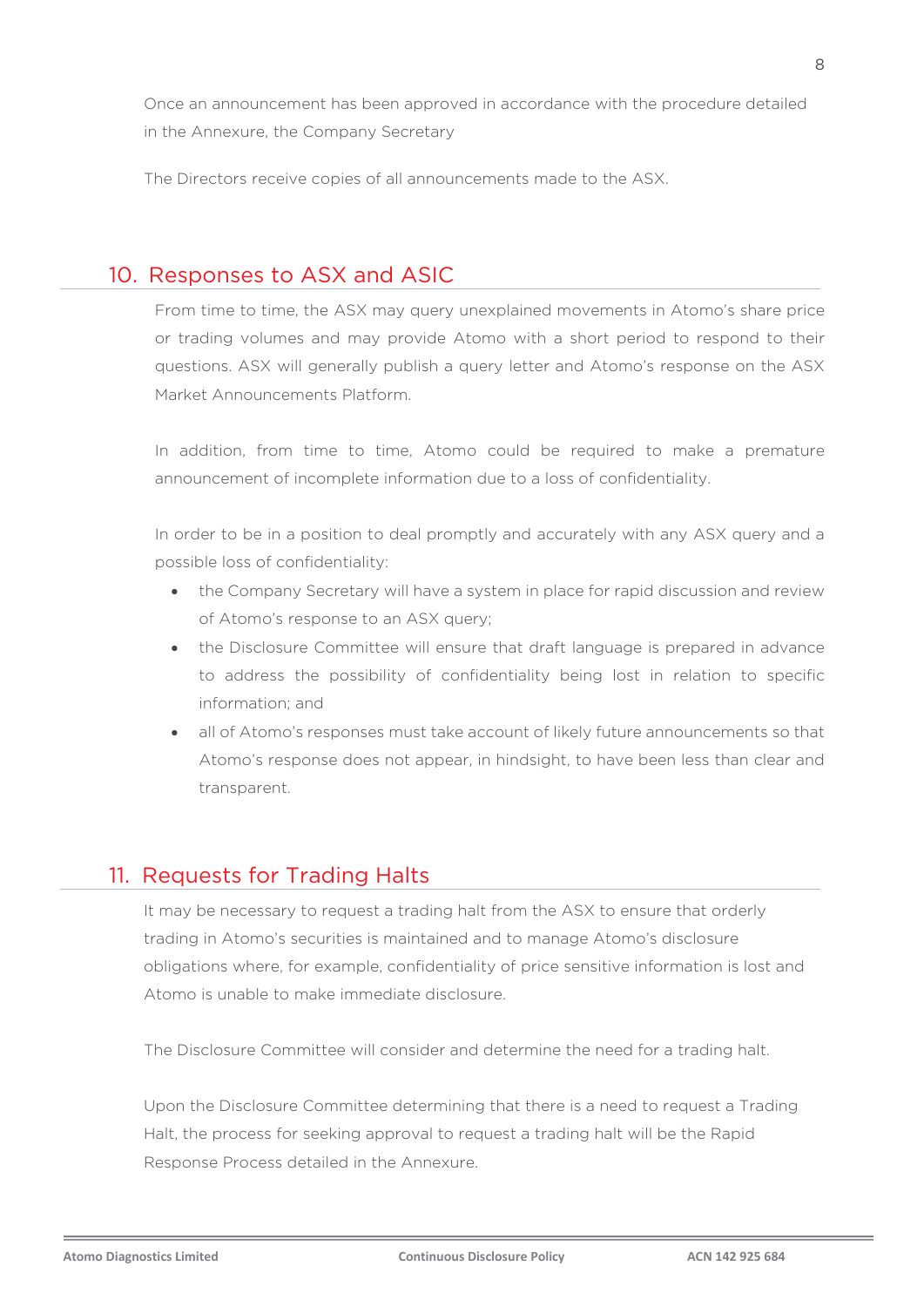Once an announcement has been approved in accordance with the procedure detailed in the Annexure, the Company Secretary

The Directors receive copies of all announcements made to the ASX.

## 10. Responses to ASX and ASIC

From time to time, the ASX may query unexplained movements in Atomo's share price or trading volumes and may provide Atomo with a short period to respond to their questions. ASX will generally publish a query letter and Atomo's response on the ASX Market Announcements Platform.

In addition, from time to time, Atomo could be required to make a premature announcement of incomplete information due to a loss of confidentiality.

In order to be in a position to deal promptly and accurately with any ASX query and a possible loss of confidentiality:

- the Company Secretary will have a system in place for rapid discussion and review of Atomo's response to an ASX query;
- the Disclosure Committee will ensure that draft language is prepared in advance to address the possibility of confidentiality being lost in relation to specific information; and
- all of Atomo's responses must take account of likely future announcements so that Atomo's response does not appear, in hindsight, to have been less than clear and transparent.

## 11. Requests for Trading Halts

It may be necessary to request a trading halt from the ASX to ensure that orderly trading in Atomo's securities is maintained and to manage Atomo's disclosure obligations where, for example, confidentiality of price sensitive information is lost and Atomo is unable to make immediate disclosure.

The Disclosure Committee will consider and determine the need for a trading halt.

Upon the Disclosure Committee determining that there is a need to request a Trading Halt, the process for seeking approval to request a trading halt will be the Rapid Response Process detailed in the Annexure.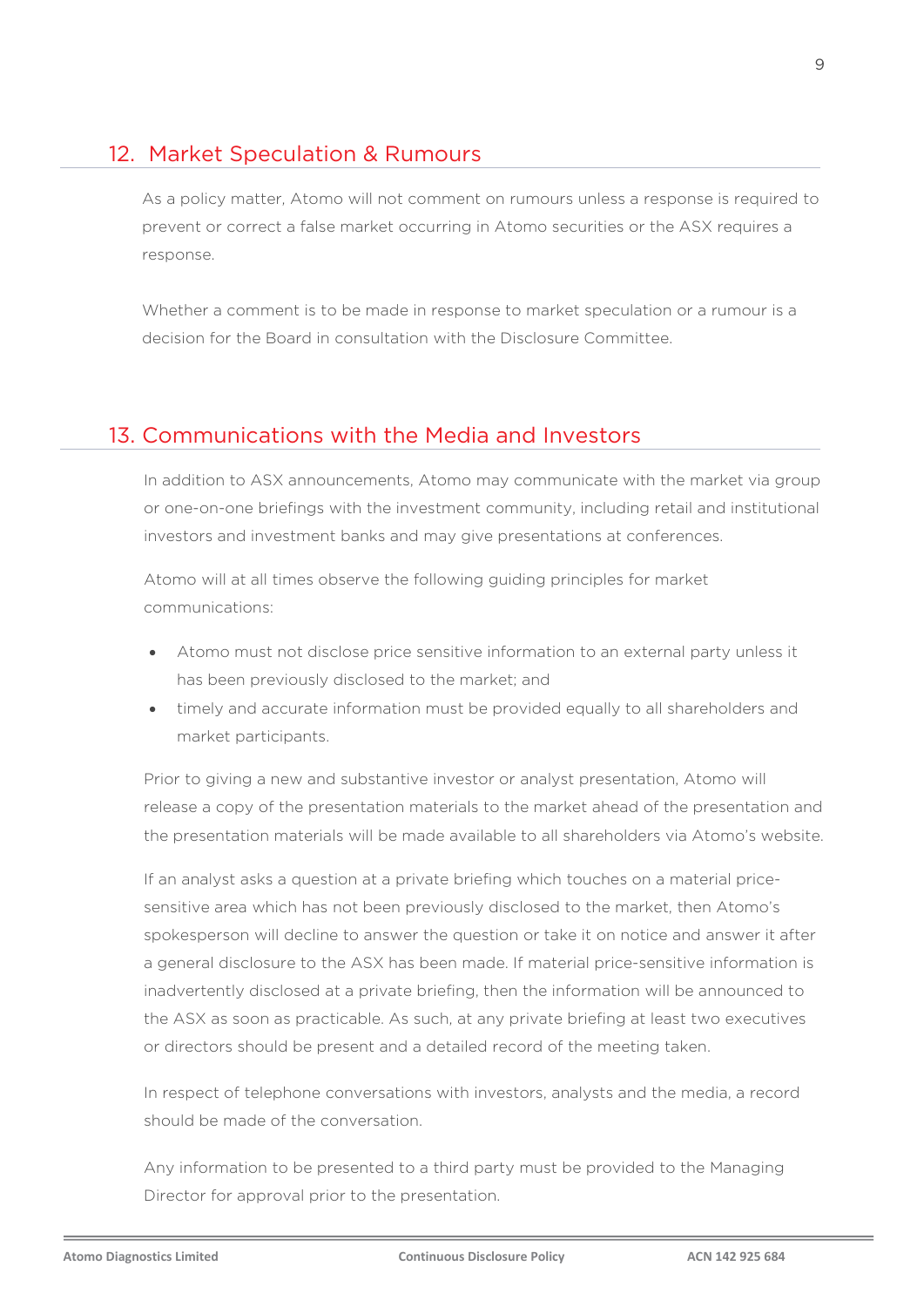## 12. Market Speculation & Rumours

As a policy matter, Atomo will not comment on rumours unless a response is required to prevent or correct a false market occurring in Atomo securities or the ASX requires a response.

Whether a comment is to be made in response to market speculation or a rumour is a decision for the Board in consultation with the Disclosure Committee.

## 13. Communications with the Media and Investors

In addition to ASX announcements, Atomo may communicate with the market via group or one-on-one briefings with the investment community, including retail and institutional investors and investment banks and may give presentations at conferences.

Atomo will at all times observe the following guiding principles for market communications:

- Atomo must not disclose price sensitive information to an external party unless it has been previously disclosed to the market; and
- timely and accurate information must be provided equally to all shareholders and market participants.

Prior to giving a new and substantive investor or analyst presentation, Atomo will release a copy of the presentation materials to the market ahead of the presentation and the presentation materials will be made available to all shareholders via Atomo's website.

If an analyst asks a question at a private briefing which touches on a material price-sensitive area which has not been previously disclosed to the market, then Atomo's spokesperson will decline to answer the question or take it on notice and answer it after a general disclosure to the ASX has been made. If material price-sensitive information is inadvertently disclosed at a private briefing, then the information will be announced to the ASX as soon as practicable. As such, at any private briefing at least two executives or directors should be present and a detailed record of the meeting taken.

In respect of telephone conversations with investors, analysts and the media, a record should be made of the conversation.

Any information to be presented to a third party must be provided to the Managing Director for approval prior to the presentation.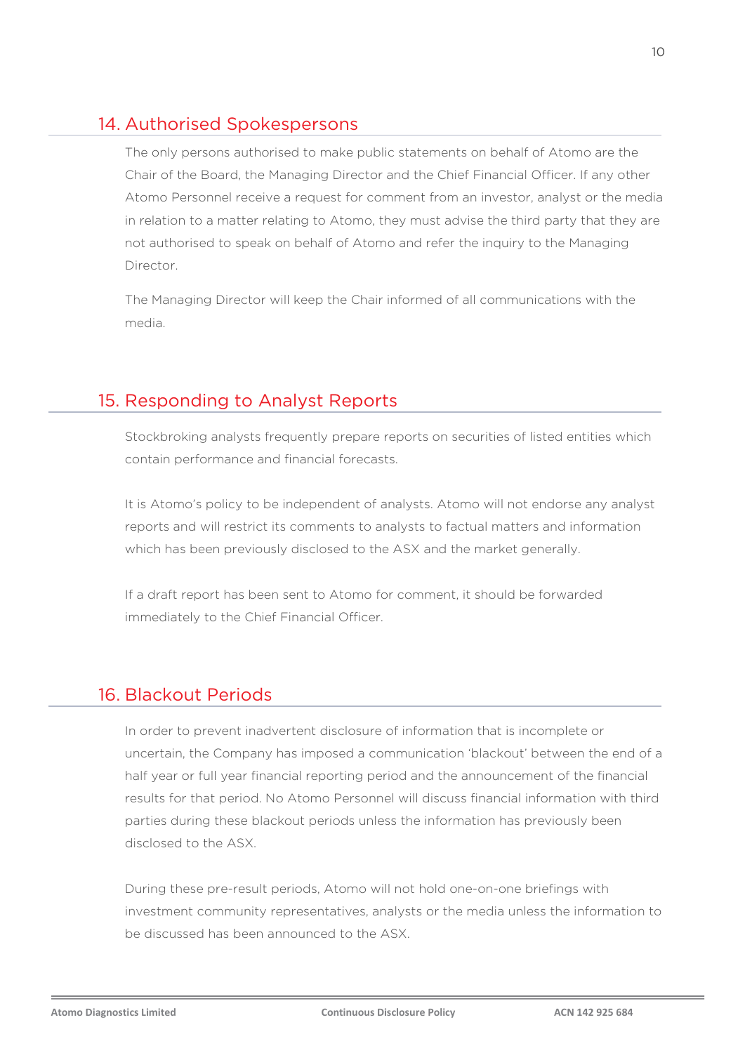## 14. Authorised Spokespersons

The only persons authorised to make public statements on behalf of Atomo are the Chair of the Board, the Managing Director and the Chief Financial Officer. If any other Atomo Personnel receive a request for comment from an investor, analyst or the media in relation to a matter relating to Atomo, they must advise the third party that they are not authorised to speak on behalf of Atomo and refer the inquiry to the Managing Director.

The Managing Director will keep the Chair informed of all communications with the media.

## 15. Responding to Analyst Reports

Stockbroking analysts frequently prepare reports on securities of listed entities which contain performance and financial forecasts.

It is Atomo's policy to be independent of analysts. Atomo will not endorse any analyst reports and will restrict its comments to analysts to factual matters and information which has been previously disclosed to the ASX and the market generally.

If a draft report has been sent to Atomo for comment, it should be forwarded immediately to the Chief Financial Officer.

## 16. Blackout Periods

In order to prevent inadvertent disclosure of information that is incomplete or uncertain, the Company has imposed a communication 'blackout' between the end of a half year or full year financial reporting period and the announcement of the financial results for that period. No Atomo Personnel will discuss financial information with third parties during these blackout periods unless the information has previously been disclosed to the ASX.

During these pre-result periods, Atomo will not hold one-on-one briefings with investment community representatives, analysts or the media unless the information to be discussed has been announced to the ASX.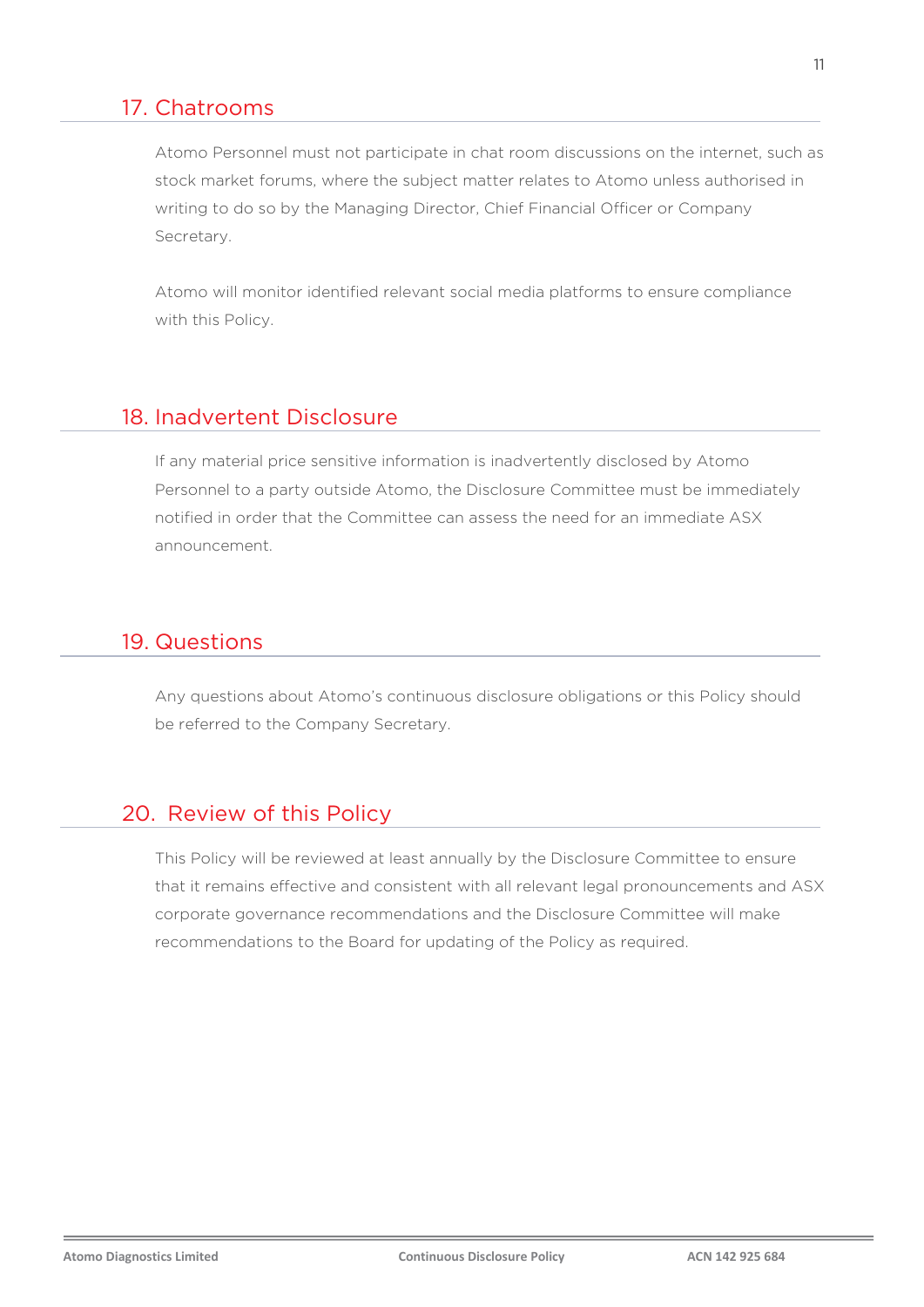## 17. Chatrooms

Atomo Personnel must not participate in chat room discussions on the internet, such as stock market forums, where the subject matter relates to Atomo unless authorised in writing to do so by the Managing Director, Chief Financial Officer or Company Secretary.

Atomo will monitor identified relevant social media platforms to ensure compliance with this Policy.

## 18. Inadvertent Disclosure

If any material price sensitive information is inadvertently disclosed by Atomo Personnel to a party outside Atomo, the Disclosure Committee must be immediately notified in order that the Committee can assess the need for an immediate ASX announcement.

## 19. Questions

Any questions about Atomo's continuous disclosure obligations or this Policy should be referred to the Company Secretary.

## 20. Review of this Policy

This Policy will be reviewed at least annually by the Disclosure Committee to ensure that it remains effective and consistent with all relevant legal pronouncements and ASX corporate governance recommendations and the Disclosure Committee will make recommendations to the Board for updating of the Policy as required.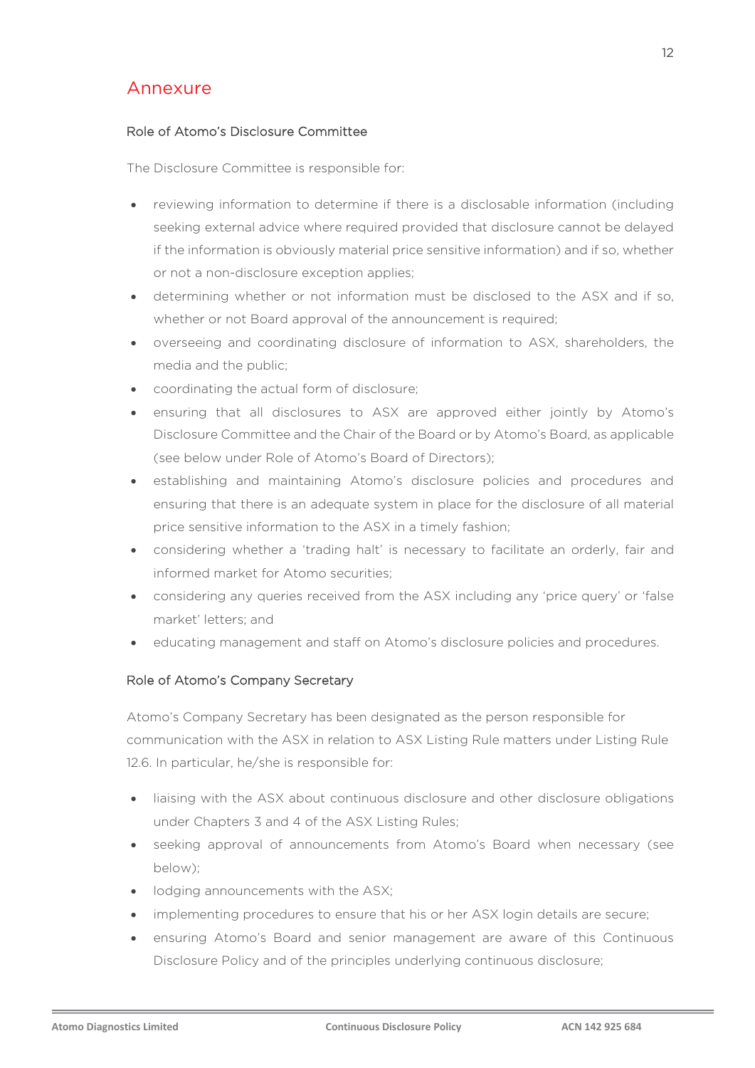# Annexure

### Role of Atomo's Disclosure Committee

The Disclosure Committee is responsible for:

- reviewing information to determine if there is a disclosable information (including seeking external advice where required provided that disclosure cannot be delayed if the information is obviously material price sensitive information) and if so, whether or not a non-disclosure exception applies;
- determining whether or not information must be disclosed to the ASX and if so, whether or not Board approval of the announcement is required;
- overseeing and coordinating disclosure of information to ASX, shareholders, the media and the public;
- coordinating the actual form of disclosure;
- ensuring that all disclosures to ASX are approved either jointly by Atomo's Disclosure Committee and the Chair of the Board or by Atomo's Board, as applicable (see below under Role of Atomo's Board of Directors);
- establishing and maintaining Atomo's disclosure policies and procedures and ensuring that there is an adequate system in place for the disclosure of all material price sensitive information to the ASX in a timely fashion;
- considering whether a 'trading halt' is necessary to facilitate an orderly, fair and informed market for Atomo securities;
- considering any queries received from the ASX including any 'price query' or 'false market' letters; and
- educating management and staff on Atomo's disclosure policies and procedures.

### Role of Atomo's Company Secretary

Atomo's Company Secretary has been designated as the person responsible for communication with the ASX in relation to ASX Listing Rule matters under Listing Rule 12.6. In particular, he/she is responsible for:

- liaising with the ASX about continuous disclosure and other disclosure obligations under Chapters 3 and 4 of the ASX Listing Rules;
- seeking approval of announcements from Atomo's Board when necessary (see below);
- lodging announcements with the ASX;
- implementing procedures to ensure that his or her ASX login details are secure;
- ensuring Atomo's Board and senior management are aware of this Continuous Disclosure Policy and of the principles underlying continuous disclosure;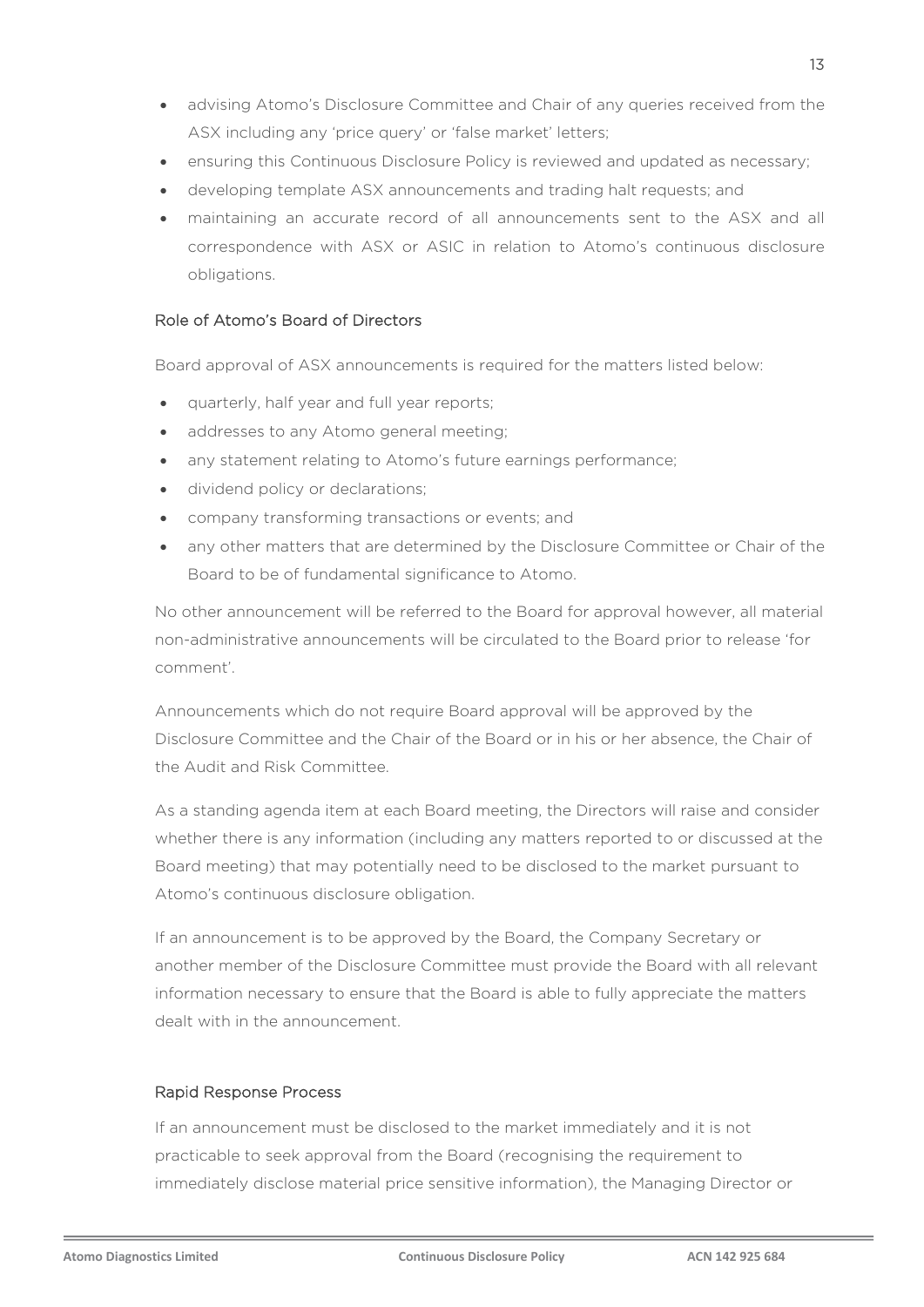- advising Atomo's Disclosure Committee and Chair of any queries received from the ASX including any 'price query' or 'false market' letters;
- ensuring this Continuous Disclosure Policy is reviewed and updated as necessary;
- developing template ASX announcements and trading halt requests; and
- maintaining an accurate record of all announcements sent to the ASX and all correspondence with ASX or ASIC in relation to Atomo's continuous disclosure obligations.

### Role of Atomo's Board of Directors

Board approval of ASX announcements is required for the matters listed below:

- quarterly, half year and full year reports;
- addresses to any Atomo general meeting;
- any statement relating to Atomo's future earnings performance;
- dividend policy or declarations;
- company transforming transactions or events; and
- any other matters that are determined by the Disclosure Committee or Chair of the Board to be of fundamental significance to Atomo.

No other announcement will be referred to the Board for approval however, all material non-administrative announcements will be circulated to the Board prior to release 'for comment'.

Announcements which do not require Board approval will be approved by the Disclosure Committee and the Chair of the Board or in his or her absence, the Chair of the Audit and Risk Committee.

As a standing agenda item at each Board meeting, the Directors will raise and consider whether there is any information (including any matters reported to or discussed at the Board meeting) that may potentially need to be disclosed to the market pursuant to Atomo's continuous disclosure obligation.

If an announcement is to be approved by the Board, the Company Secretary or another member of the Disclosure Committee must provide the Board with all relevant information necessary to ensure that the Board is able to fully appreciate the matters dealt with in the announcement.

### Rapid Response Process

If an announcement must be disclosed to the market immediately and it is not practicable to seek approval from the Board (recognising the requirement to immediately disclose material price sensitive information), the Managing Director or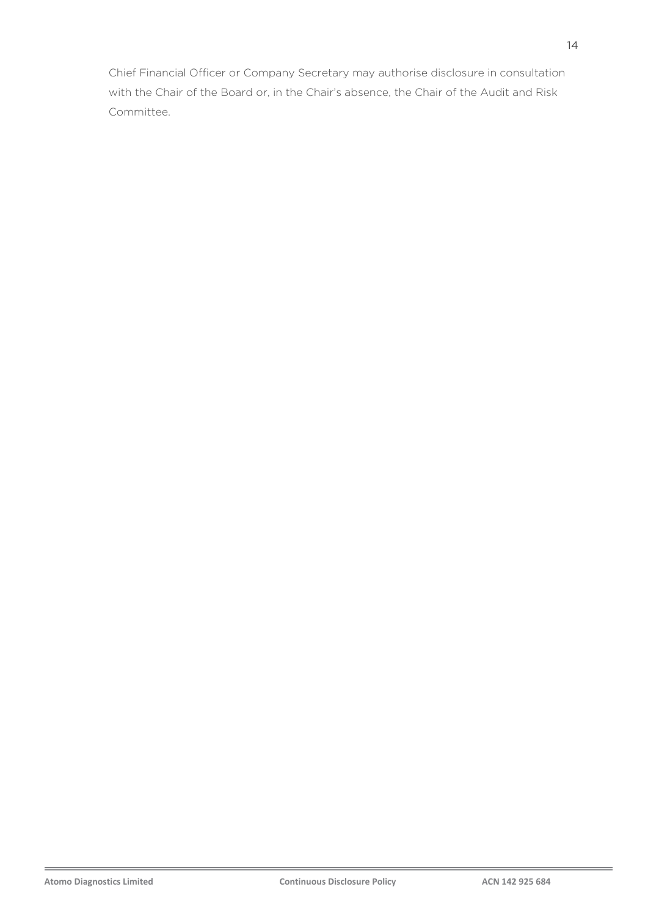Chief Financial Officer or Company Secretary may authorise disclosure in consultation with the Chair of the Board or, in the Chair's absence, the Chair of the Audit and Risk Committee.